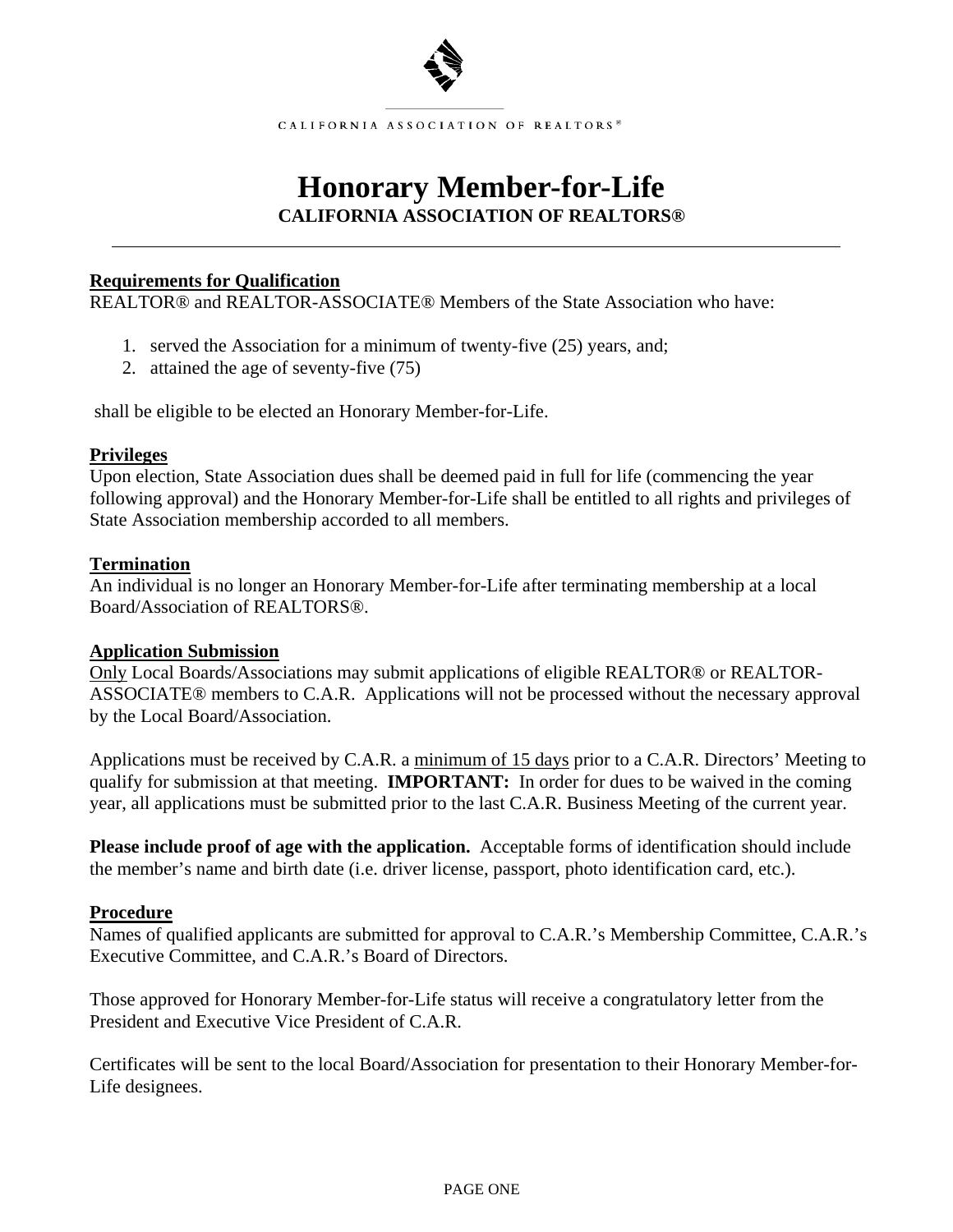CALIFORNIA ASSOCIATION OF REALTORS®

# Honorary Member-for-Life

**CALIFORNIA ASSOCIATION OF REALTORS®**

---

**Requirements for Qualification**

REALTOR® and REALTOR-ASSOCIATE® Members of the State Association who have:

1. served the Association for a minimum of twenty-five (25) years, and;
2. attained the age of seventy-five (75)

shall be eligible to be elected an Honorary Member-for-Life.

**Privileges**

Upon election, State Association dues shall be deemed paid in full for life (commencing the year following approval) and the Honorary Member-for-Life shall be entitled to all rights and privileges of State Association membership accorded to all members.

**Termination**

An individual is no longer an Honorary Member-for-Life after terminating membership at a local Board/Association of REALTORS®.

**Application Submission**

Only Local Boards/Associations may submit applications of eligible REALTOR® or REALTOR-ASSOCIATE® members to C.A.R. Applications will not be processed without the necessary approval by the Local Board/Association.

Applications must be received by C.A.R. a minimum of 15 days prior to a C.A.R. Directors' Meeting to qualify for submission at that meeting. **IMPORTANT:** In order for dues to be waived in the coming year, all applications must be submitted prior to the last C.A.R. Business Meeting of the current year.

**Please include proof of age with the application.** Acceptable forms of identification should include the member's name and birth date (i.e. driver license, passport, photo identification card, etc.).

**Procedure**

Names of qualified applicants are submitted for approval to C.A.R.'s Membership Committee, C.A.R.'s Executive Committee, and C.A.R.'s Board of Directors.

Those approved for Honorary Member-for-Life status will receive a congratulatory letter from the President and Executive Vice President of C.A.R.

Certificates will be sent to the local Board/Association for presentation to their Honorary Member-for-Life designees.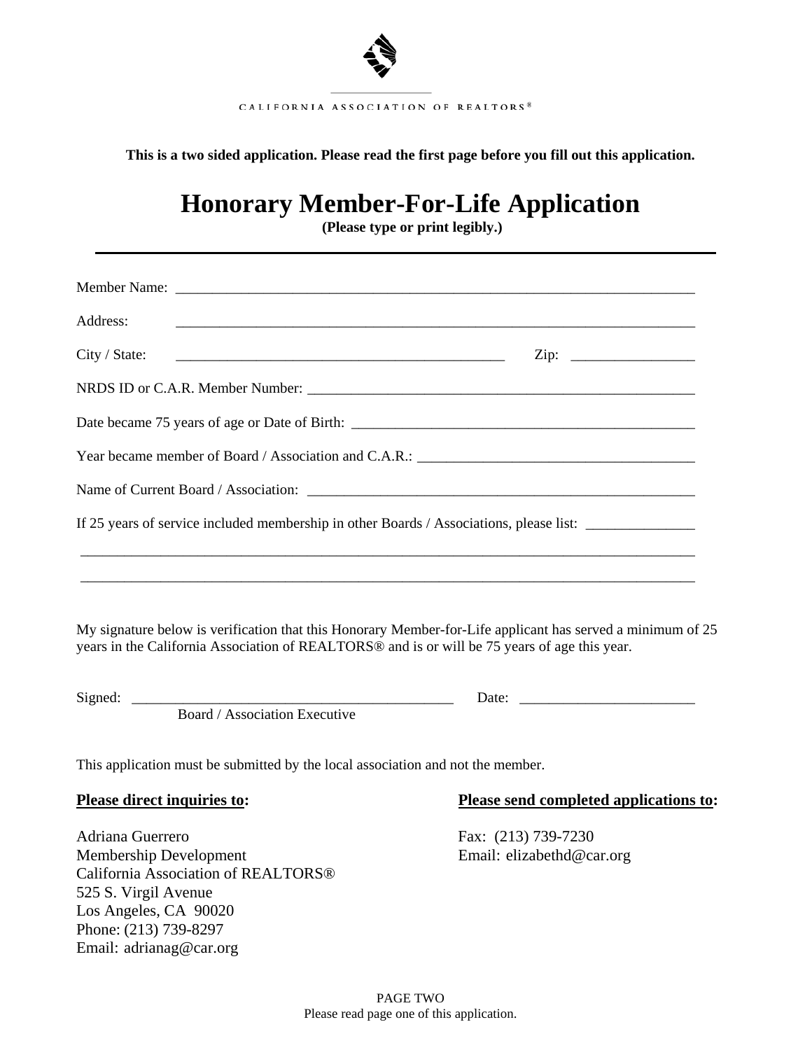CALIFORNIA ASSOCIATION OF REALTORS®

**This is a two sided application. Please read the first page before you fill out this application.**

# Honorary Member-For-Life Application

**(Please type or print legibly.)**

---

Member Name: ______________________________________________________________________________

Address: ______________________________________________________________________________

City / State: ______________________________________________ Zip: _________________

NRDS ID or C.A.R. Member Number: ________________________________________________________

Date became 75 years of age or Date of Birth: ______________________________________________

Year became member of Board / Association and C.A.R.: ____________________________________

Name of Current Board / Association: _____________________________________________________

If 25 years of service included membership in other Boards / Associations, please list: _______________

_____________________________________________________________________________________

_____________________________________________________________________________________

My signature below is verification that this Honorary Member-for-Life applicant has served a minimum of 25 years in the California Association of REALTORS® and is or will be 75 years of age this year.

Signed: _____________________________________________ Date: ________________________

Board / Association Executive

This application must be submitted by the local association and not the member.

**Please direct inquiries to:**

Adriana Guerrero
Membership Development
California Association of REALTORS®
525 S. Virgil Avenue
Los Angeles, CA 90020
Phone: (213) 739-8297
Email: adrianag@car.org

**Please send completed applications to:**

Fax: (213) 739-7230
Email: elizabethd@car.org

PAGE TWO
Please read page one of this application.